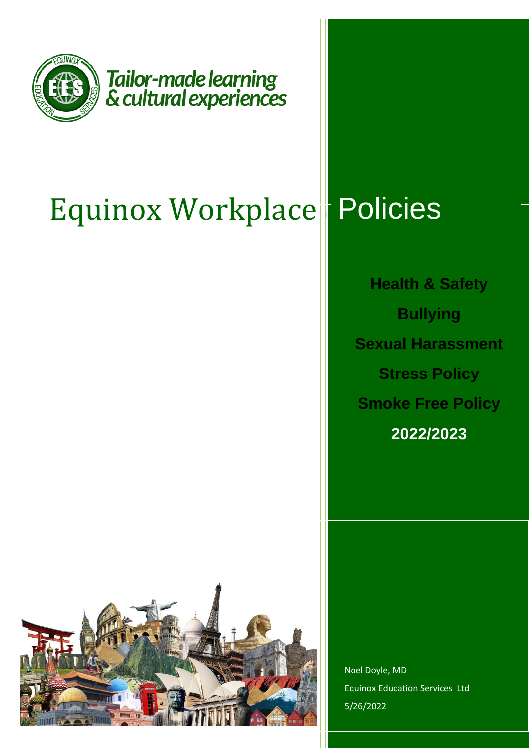Tailor-made learning & cultural experiences

# Equinox Workplace Policies

**Health & Safety**

**Bullying**

**Sexual Harassment**

**Stress Policy**

**Smoke Free Policy**

**2022/2023**

Noel Doyle, MD

Equinox Education Services Ltd

5/26/2022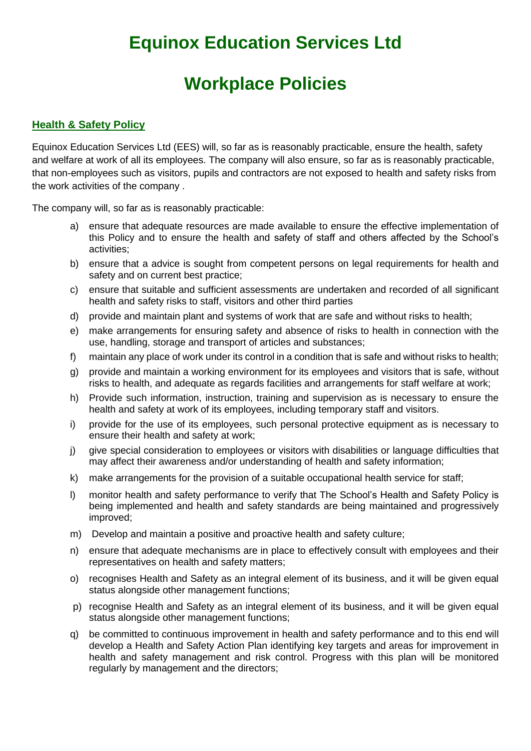# Equinox Education Services Ltd

# Workplace Policies

## Health & Safety Policy

Equinox Education Services Ltd (EES) will, so far as is reasonably practicable, ensure the health, safety and welfare at work of all its employees. The company will also ensure, so far as is reasonably practicable, that non-employees such as visitors, pupils and contractors are not exposed to health and safety risks from the work activities of the company .

The company will, so far as is reasonably practicable:

a) ensure that adequate resources are made available to ensure the effective implementation of this Policy and to ensure the health and safety of staff and others affected by the School's activities;

b) ensure that a advice is sought from competent persons on legal requirements for health and safety and on current best practice;

c) ensure that suitable and sufficient assessments are undertaken and recorded of all significant health and safety risks to staff, visitors and other third parties

d) provide and maintain plant and systems of work that are safe and without risks to health;

e) make arrangements for ensuring safety and absence of risks to health in connection with the use, handling, storage and transport of articles and substances;

f) maintain any place of work under its control in a condition that is safe and without risks to health;

g) provide and maintain a working environment for its employees and visitors that is safe, without risks to health, and adequate as regards facilities and arrangements for staff welfare at work;

h) Provide such information, instruction, training and supervision as is necessary to ensure the health and safety at work of its employees, including temporary staff and visitors.

i) provide for the use of its employees, such personal protective equipment as is necessary to ensure their health and safety at work;

j) give special consideration to employees or visitors with disabilities or language difficulties that may affect their awareness and/or understanding of health and safety information;

k) make arrangements for the provision of a suitable occupational health service for staff;

l) monitor health and safety performance to verify that The School's Health and Safety Policy is being implemented and health and safety standards are being maintained and progressively improved;

m) Develop and maintain a positive and proactive health and safety culture;

n) ensure that adequate mechanisms are in place to effectively consult with employees and their representatives on health and safety matters;

o) recognises Health and Safety as an integral element of its business, and it will be given equal status alongside other management functions;

p) recognise Health and Safety as an integral element of its business, and it will be given equal status alongside other management functions;

q) be committed to continuous improvement in health and safety performance and to this end will develop a Health and Safety Action Plan identifying key targets and areas for improvement in health and safety management and risk control. Progress with this plan will be monitored regularly by management and the directors;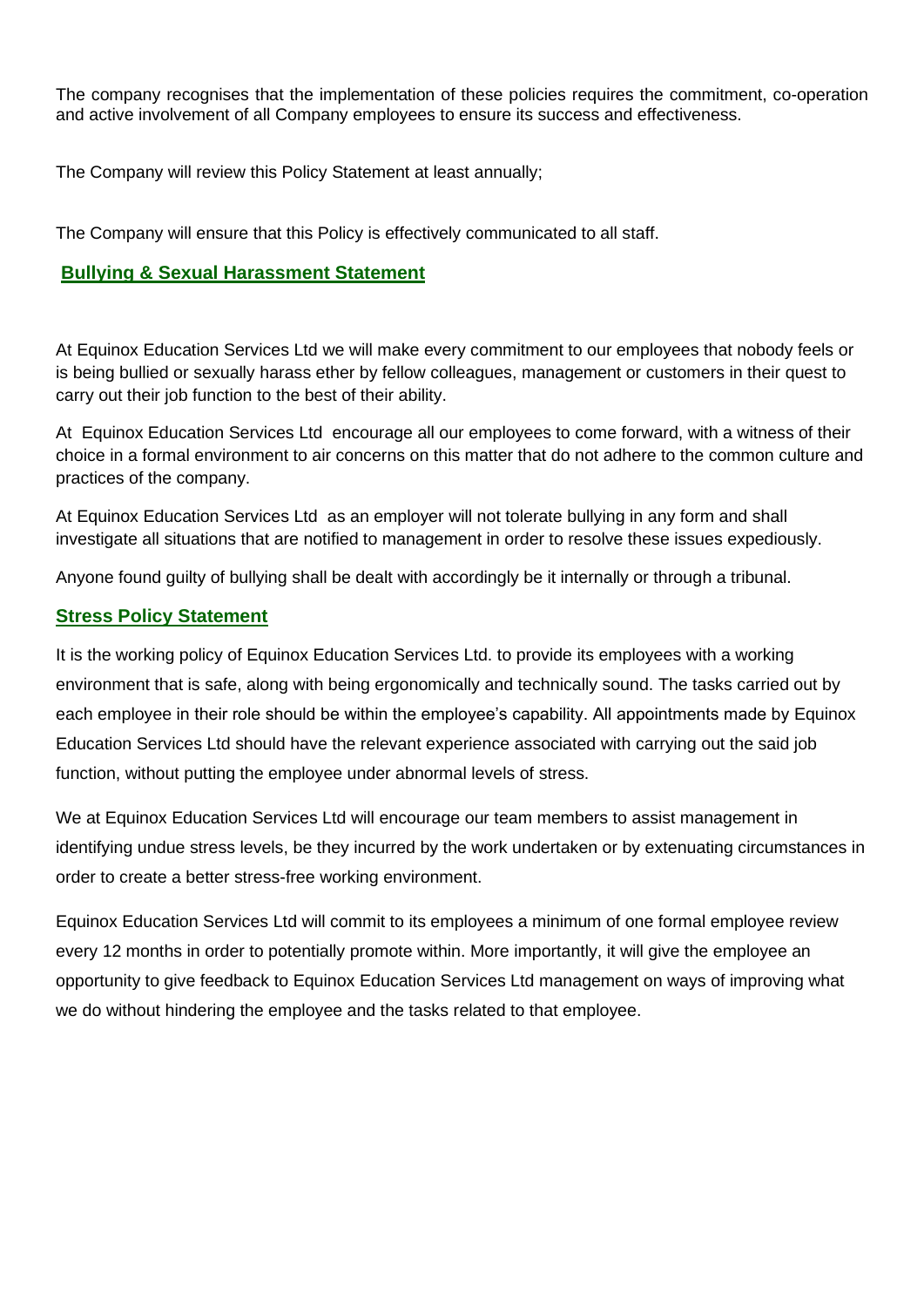The company recognises that the implementation of these policies requires the commitment, co-operation and active involvement of all Company employees to ensure its success and effectiveness.

The Company will review this Policy Statement at least annually;

The Company will ensure that this Policy is effectively communicated to all staff.

## Bullying & Sexual Harassment Statement

At Equinox Education Services Ltd we will make every commitment to our employees that nobody feels or is being bullied or sexually harass ether by fellow colleagues, management or customers in their quest to carry out their job function to the best of their ability.

At Equinox Education Services Ltd encourage all our employees to come forward, with a witness of their choice in a formal environment to air concerns on this matter that do not adhere to the common culture and practices of the company.

At Equinox Education Services Ltd as an employer will not tolerate bullying in any form and shall investigate all situations that are notified to management in order to resolve these issues expediously.

Anyone found guilty of bullying shall be dealt with accordingly be it internally or through a tribunal.

## Stress Policy Statement

It is the working policy of Equinox Education Services Ltd. to provide its employees with a working environment that is safe, along with being ergonomically and technically sound. The tasks carried out by each employee in their role should be within the employee's capability. All appointments made by Equinox Education Services Ltd should have the relevant experience associated with carrying out the said job function, without putting the employee under abnormal levels of stress.

We at Equinox Education Services Ltd will encourage our team members to assist management in identifying undue stress levels, be they incurred by the work undertaken or by extenuating circumstances in order to create a better stress-free working environment.

Equinox Education Services Ltd will commit to its employees a minimum of one formal employee review every 12 months in order to potentially promote within. More importantly, it will give the employee an opportunity to give feedback to Equinox Education Services Ltd management on ways of improving what we do without hindering the employee and the tasks related to that employee.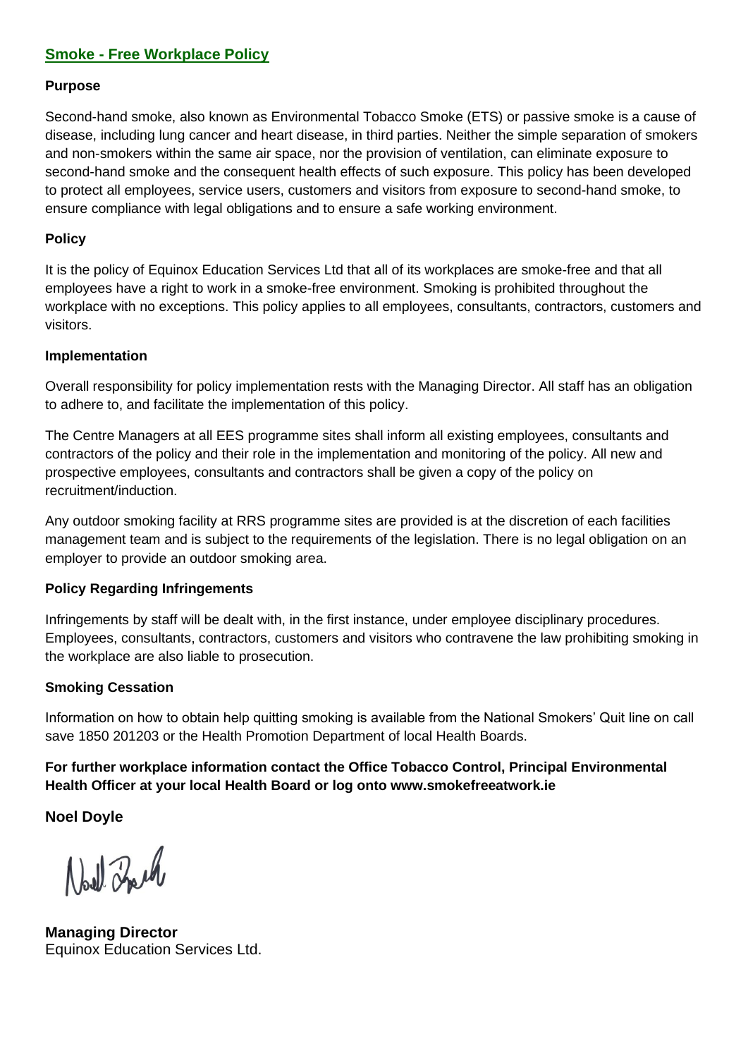## Smoke - Free Workplace Policy

**Purpose**

Second-hand smoke, also known as Environmental Tobacco Smoke (ETS) or passive smoke is a cause of disease, including lung cancer and heart disease, in third parties. Neither the simple separation of smokers and non-smokers within the same air space, nor the provision of ventilation, can eliminate exposure to second-hand smoke and the consequent health effects of such exposure. This policy has been developed to protect all employees, service users, customers and visitors from exposure to second-hand smoke, to ensure compliance with legal obligations and to ensure a safe working environment.

**Policy**

It is the policy of Equinox Education Services Ltd that all of its workplaces are smoke-free and that all employees have a right to work in a smoke-free environment. Smoking is prohibited throughout the workplace with no exceptions. This policy applies to all employees, consultants, contractors, customers and visitors.

**Implementation**

Overall responsibility for policy implementation rests with the Managing Director. All staff has an obligation to adhere to, and facilitate the implementation of this policy.

The Centre Managers at all EES programme sites shall inform all existing employees, consultants and contractors of the policy and their role in the implementation and monitoring of the policy. All new and prospective employees, consultants and contractors shall be given a copy of the policy on recruitment/induction.

Any outdoor smoking facility at RRS programme sites are provided is at the discretion of each facilities management team and is subject to the requirements of the legislation. There is no legal obligation on an employer to provide an outdoor smoking area.

**Policy Regarding Infringements**

Infringements by staff will be dealt with, in the first instance, under employee disciplinary procedures. Employees, consultants, contractors, customers and visitors who contravene the law prohibiting smoking in the workplace are also liable to prosecution.

**Smoking Cessation**

Information on how to obtain help quitting smoking is available from the National Smokers' Quit line on call save 1850 201203 or the Health Promotion Department of local Health Boards.

**For further workplace information contact the Office Tobacco Control, Principal Environmental Health Officer at your local Health Board or log onto www.smokefreeatwork.ie**

**Noel Doyle**

**Managing Director**
Equinox Education Services Ltd.